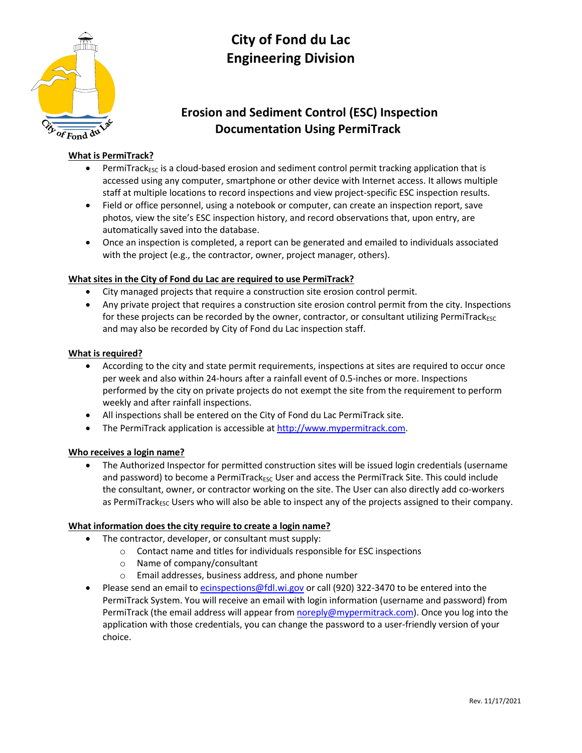# City of Fond du Lac
# Engineering Division

## Erosion and Sediment Control (ESC) Inspection Documentation Using PermiTrack

**What is PermiTrack?**

- PermiTrack$_{ESC}$ is a cloud-based erosion and sediment control permit tracking application that is accessed using any computer, smartphone or other device with Internet access. It allows multiple staff at multiple locations to record inspections and view project-specific ESC inspection results.
- Field or office personnel, using a notebook or computer, can create an inspection report, save photos, view the site's ESC inspection history, and record observations that, upon entry, are automatically saved into the database.
- Once an inspection is completed, a report can be generated and emailed to individuals associated with the project (e.g., the contractor, owner, project manager, others).

**What sites in the City of Fond du Lac are required to use PermiTrack?**

- City managed projects that require a construction site erosion control permit.
- Any private project that requires a construction site erosion control permit from the city. Inspections for these projects can be recorded by the owner, contractor, or consultant utilizing PermiTrack$_{ESC}$ and may also be recorded by City of Fond du Lac inspection staff.

**What is required?**

- According to the city and state permit requirements, inspections at sites are required to occur once per week and also within 24-hours after a rainfall event of 0.5-inches or more. Inspections performed by the city on private projects do not exempt the site from the requirement to perform weekly and after rainfall inspections.
- All inspections shall be entered on the City of Fond du Lac PermiTrack site.
- The PermiTrack application is accessible at http://www.mypermitrack.com.

**Who receives a login name?**

- The Authorized Inspector for permitted construction sites will be issued login credentials (username and password) to become a PermiTrack$_{ESC}$ User and access the PermiTrack Site. This could include the consultant, owner, or contractor working on the site. The User can also directly add co-workers as PermiTrack$_{ESC}$ Users who will also be able to inspect any of the projects assigned to their company.

**What information does the city require to create a login name?**

- The contractor, developer, or consultant must supply:
  - Contact name and titles for individuals responsible for ESC inspections
  - Name of company/consultant
  - Email addresses, business address, and phone number
- Please send an email to ecinspections@fdl.wi.gov or call (920) 322-3470 to be entered into the PermiTrack System. You will receive an email with login information (username and password) from PermiTrack (the email address will appear from noreply@mypermitrack.com). Once you log into the application with those credentials, you can change the password to a user-friendly version of your choice.

Rev. 11/17/2021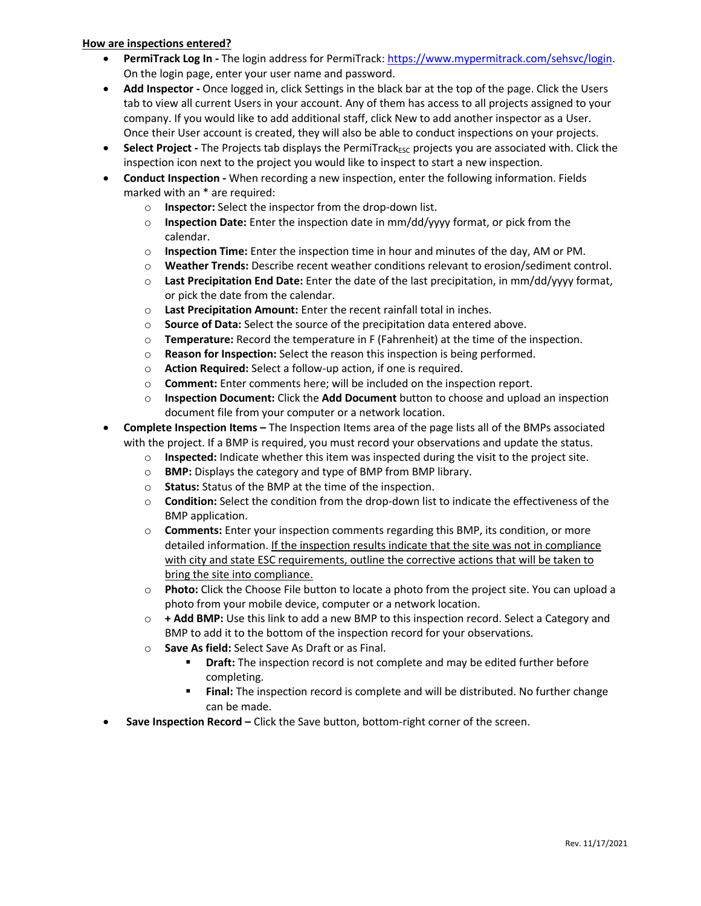**How are inspections entered?**

- **PermiTrack Log In -** The login address for PermiTrack: [https://www.mypermitrack.com/sehsvc/login](https://www.mypermitrack.com/sehsvc/login). On the login page, enter your user name and password.
- **Add Inspector -** Once logged in, click Settings in the black bar at the top of the page. Click the Users tab to view all current Users in your account. Any of them has access to all projects assigned to your company. If you would like to add additional staff, click New to add another inspector as a User. Once their User account is created, they will also be able to conduct inspections on your projects.
- **Select Project -** The Projects tab displays the $\text{PermiTrack}_{\text{ESC}}$ projects you are associated with. Click the inspection icon next to the project you would like to inspect to start a new inspection.
- **Conduct Inspection -** When recording a new inspection, enter the following information. Fields marked with an * are required:
  - **Inspector:** Select the inspector from the drop-down list.
  - **Inspection Date:** Enter the inspection date in mm/dd/yyyy format, or pick from the calendar.
  - **Inspection Time:** Enter the inspection time in hour and minutes of the day, AM or PM.
  - **Weather Trends:** Describe recent weather conditions relevant to erosion/sediment control.
  - **Last Precipitation End Date:** Enter the date of the last precipitation, in mm/dd/yyyy format, or pick the date from the calendar.
  - **Last Precipitation Amount:** Enter the recent rainfall total in inches.
  - **Source of Data:** Select the source of the precipitation data entered above.
  - **Temperature:** Record the temperature in F (Fahrenheit) at the time of the inspection.
  - **Reason for Inspection:** Select the reason this inspection is being performed.
  - **Action Required:** Select a follow-up action, if one is required.
  - **Comment:** Enter comments here; will be included on the inspection report.
  - **Inspection Document:** Click the **Add Document** button to choose and upload an inspection document file from your computer or a network location.
- **Complete Inspection Items –** The Inspection Items area of the page lists all of the BMPs associated with the project. If a BMP is required, you must record your observations and update the status.
  - **Inspected:** Indicate whether this item was inspected during the visit to the project site.
  - **BMP:** Displays the category and type of BMP from BMP library.
  - **Status:** Status of the BMP at the time of the inspection.
  - **Condition:** Select the condition from the drop-down list to indicate the effectiveness of the BMP application.
  - **Comments:** Enter your inspection comments regarding this BMP, its condition, or more detailed information. <u>If the inspection results indicate that the site was not in compliance with city and state ESC requirements, outline the corrective actions that will be taken to bring the site into compliance.</u>
  - **Photo:** Click the Choose File button to locate a photo from the project site. You can upload a photo from your mobile device, computer or a network location.
  - **+ Add BMP:** Use this link to add a new BMP to this inspection record. Select a Category and BMP to add it to the bottom of the inspection record for your observations.
  - **Save As field:** Select Save As Draft or as Final.
    - **Draft:** The inspection record is not complete and may be edited further before completing.
    - **Final:** The inspection record is complete and will be distributed. No further change can be made.
- **Save Inspection Record –** Click the Save button, bottom-right corner of the screen.

Rev. 11/17/2021